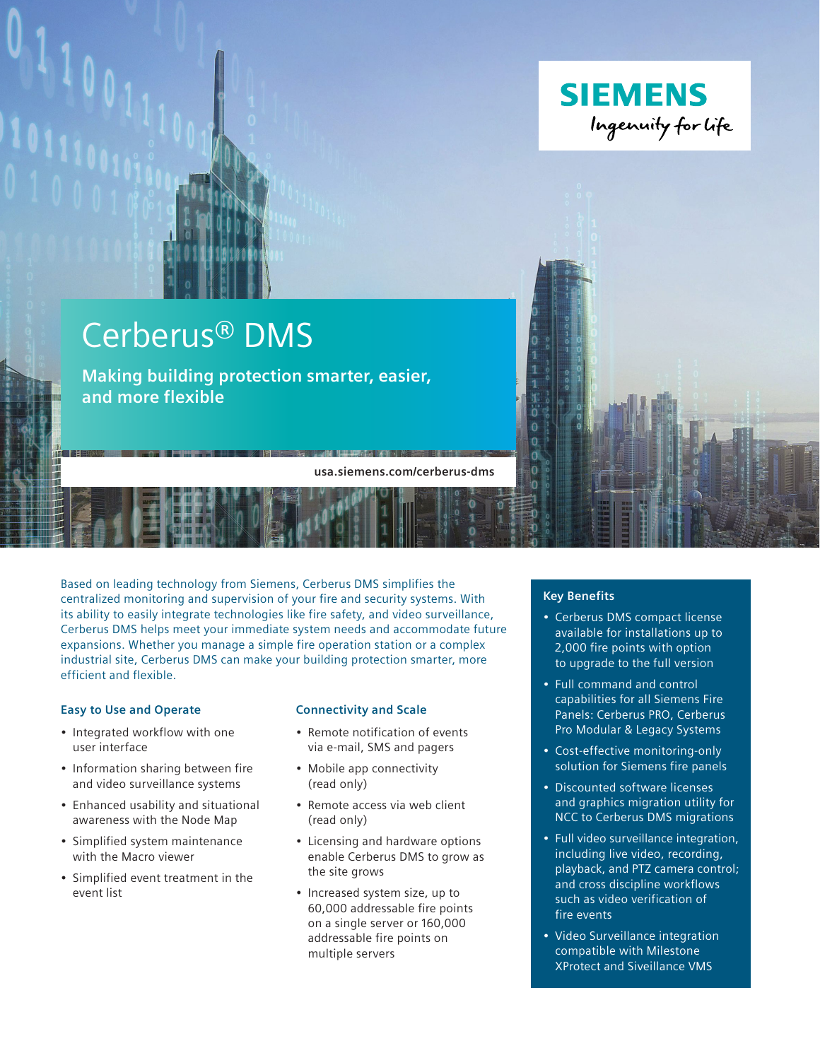SIEMENS

Ingenuity for life

# Cerberus® DMS

**Making building protection smarter, easier, and more flexible**

**usa.siemens.com/cerberus-dms**

Based on leading technology from Siemens, Cerberus DMS simplifies the centralized monitoring and supervision of your fire and security systems. With its ability to easily integrate technologies like fire safety, and video surveillance, Cerberus DMS helps meet your immediate system needs and accommodate future expansions. Whether you manage a simple fire operation station or a complex industrial site, Cerberus DMS can make your building protection smarter, more efficient and flexible.

### Easy to Use and Operate

- Integrated workflow with one user interface
- Information sharing between fire and video surveillance systems
- Enhanced usability and situational awareness with the Node Map
- Simplified system maintenance with the Macro viewer
- Simplified event treatment in the event list

### Connectivity and Scale

- Remote notification of events via e-mail, SMS and pagers
- Mobile app connectivity (read only)
- Remote access via web client (read only)
- Licensing and hardware options enable Cerberus DMS to grow as the site grows
- Increased system size, up to 60,000 addressable fire points on a single server or 160,000 addressable fire points on multiple servers

### Key Benefits

- Cerberus DMS compact license available for installations up to 2,000 fire points with option to upgrade to the full version
- Full command and control capabilities for all Siemens Fire Panels: Cerberus PRO, Cerberus Pro Modular & Legacy Systems
- Cost-effective monitoring-only solution for Siemens fire panels
- Discounted software licenses and graphics migration utility for NCC to Cerberus DMS migrations
- Full video surveillance integration, including live video, recording, playback, and PTZ camera control; and cross discipline workflows such as video verification of fire events
- Video Surveillance integration compatible with Milestone XProtect and Siveillance VMS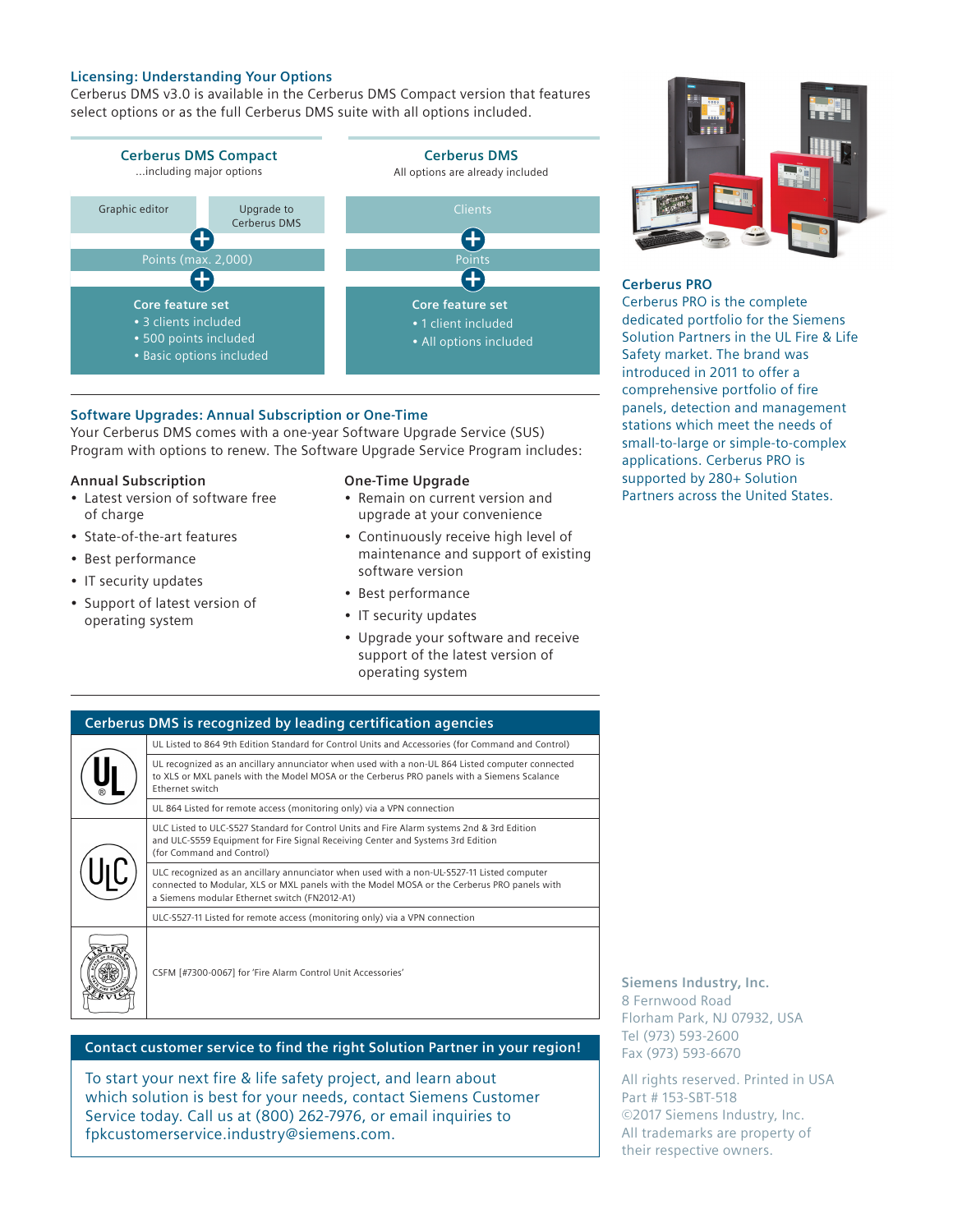## Licensing: Understanding Your Options

Cerberus DMS v3.0 is available in the Cerberus DMS Compact version that features select options or as the full Cerberus DMS suite with all options included.

**Cerberus DMS Compact**
...including major options

- Graphic editor
- Upgrade to Cerberus DMS
- \+ Points (max. 2,000)
- \+ Core feature set
  - 3 clients included
  - 500 points included
  - Basic options included

**Cerberus DMS**
All options are already included

- Clients
- \+ Points
- \+ Core feature set
  - 1 client included
  - All options included

## Software Upgrades: Annual Subscription or One-Time

Your Cerberus DMS comes with a one-year Software Upgrade Service (SUS) Program with options to renew. The Software Upgrade Service Program includes:

### Annual Subscription

- Latest version of software free of charge
- State-of-the-art features
- Best performance
- IT security updates
- Support of latest version of operating system

### One-Time Upgrade

- Remain on current version and upgrade at your convenience
- Continuously receive high level of maintenance and support of existing software version
- Best performance
- IT security updates
- Upgrade your software and receive support of the latest version of operating system

## Cerberus DMS is recognized by leading certification agencies

| Agency | Certification |
|---|---|
| UL | UL Listed to 864 9th Edition Standard for Control Units and Accessories (for Command and Control) |
| | UL recognized as an ancillary annunciator when used with a non-UL 864 Listed computer connected to XLS or MXL panels with the Model MOSA or the Cerberus PRO panels with a Siemens Scalance Ethernet switch |
| | UL 864 Listed for remote access (monitoring only) via a VPN connection |
| ULC | ULC Listed to ULC-S527 Standard for Control Units and Fire Alarm systems 2nd & 3rd Edition and ULC-S559 Equipment for Fire Signal Receiving Center and Systems 3rd Edition (for Command and Control) |
| | ULC recognized as an ancillary annunciator when used with a non-UL-S527-11 Listed computer connected to Modular, XLS or MXL panels with the Model MOSA or the Cerberus PRO panels with a Siemens modular Ethernet switch (FN2012-A1) |
| | ULC-S527-11 Listed for remote access (monitoring only) via a VPN connection |
| CSFM | CSFM [#7300-0067] for 'Fire Alarm Control Unit Accessories' |

## Contact customer service to find the right Solution Partner in your region!

To start your next fire & life safety project, and learn about which solution is best for your needs, contact Siemens Customer Service today. Call us at (800) 262-7976, or email inquiries to fpkcustomerservice.industry@siemens.com.

### Cerberus PRO

Cerberus PRO is the complete dedicated portfolio for the Siemens Solution Partners in the UL Fire & Life Safety market. The brand was introduced in 2011 to offer a comprehensive portfolio of fire panels, detection and management stations which meet the needs of small-to-large or simple-to-complex applications. Cerberus PRO is supported by 280+ Solution Partners across the United States.

**Siemens Industry, Inc.**
8 Fernwood Road
Florham Park, NJ 07932, USA
Tel (973) 593-2600
Fax (973) 593-6670

All rights reserved. Printed in USA
Part # 153-SBT-518
©2017 Siemens Industry, Inc.
All trademarks are property of their respective owners.